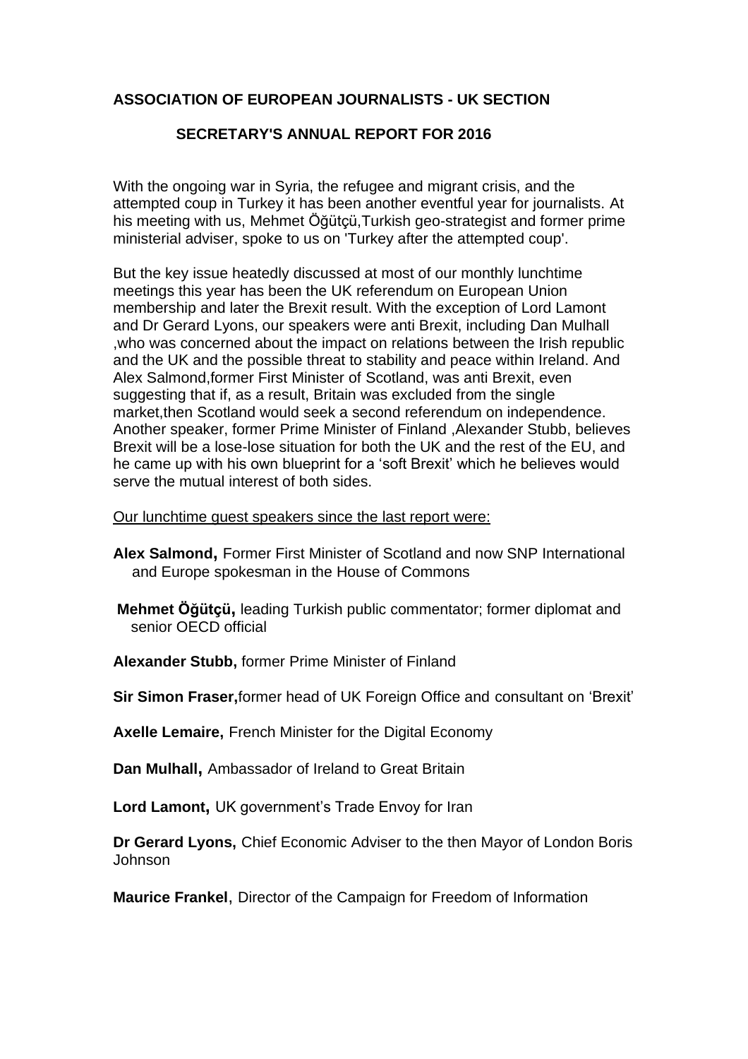**ASSOCIATION OF EUROPEAN JOURNALISTS - UK SECTION**

**SECRETARY'S ANNUAL REPORT FOR 2016**

With the ongoing war in Syria, the refugee and migrant crisis, and the attempted coup in Turkey it has been another eventful year for journalists. At his meeting with us, Mehmet Öğütçü,Turkish geo-strategist and former prime ministerial adviser, spoke to us on 'Turkey after the attempted coup'.

But the key issue heatedly discussed at most of our monthly lunchtime meetings this year has been the UK referendum on European Union membership and later the Brexit result. With the exception of Lord Lamont and Dr Gerard Lyons, our speakers were anti Brexit, including Dan Mulhall ,who was concerned about the impact on relations between the Irish republic and the UK and the possible threat to stability and peace within Ireland. And Alex Salmond,former First Minister of Scotland, was anti Brexit, even suggesting that if, as a result, Britain was excluded from the single market,then Scotland would seek a second referendum on independence. Another speaker, former Prime Minister of Finland ,Alexander Stubb, believes Brexit will be a lose-lose situation for both the UK and the rest of the EU, and he came up with his own blueprint for a 'soft Brexit' which he believes would serve the mutual interest of both sides.

Our lunchtime guest speakers since the last report were:

**Alex Salmond,** Former First Minister of Scotland and now SNP International and Europe spokesman in the House of Commons

**Mehmet Öğütçü,** leading Turkish public commentator; former diplomat and senior OECD official

**Alexander Stubb,** former Prime Minister of Finland

**Sir Simon Fraser,**former head of UK Foreign Office and consultant on 'Brexit'

**Axelle Lemaire,** French Minister for the Digital Economy

**Dan Mulhall,** Ambassador of Ireland to Great Britain

**Lord Lamont,** UK government's Trade Envoy for Iran

**Dr Gerard Lyons,** Chief Economic Adviser to the then Mayor of London Boris Johnson

**Maurice Frankel**, Director of the Campaign for Freedom of Information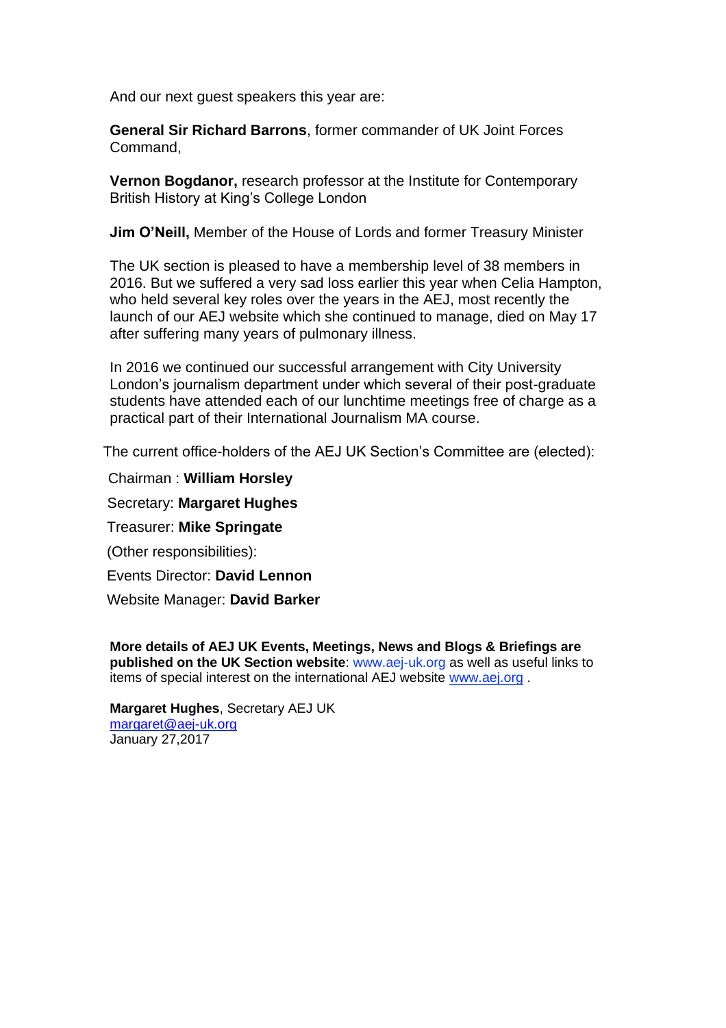And our next guest speakers this year are:

**General Sir Richard Barrons**, former commander of UK Joint Forces Command,

**Vernon Bogdanor,** research professor at the Institute for Contemporary British History at King's College London

**Jim O'Neill,** Member of the House of Lords and former Treasury Minister

The UK section is pleased to have a membership level of 38 members in 2016. But we suffered a very sad loss earlier this year when Celia Hampton, who held several key roles over the years in the AEJ, most recently the launch of our AEJ website which she continued to manage, died on May 17 after suffering many years of pulmonary illness.

In 2016 we continued our successful arrangement with City University London's journalism department under which several of their post-graduate students have attended each of our lunchtime meetings free of charge as a practical part of their International Journalism MA course.

The current office-holders of the AEJ UK Section's Committee are (elected):

Chairman : **William Horsley**

Secretary: **Margaret Hughes**

Treasurer: **Mike Springate**

(Other responsibilities):

Events Director: **David Lennon**

Website Manager: **David Barker**

**More details of AEJ UK Events, Meetings, News and Blogs & Briefings are published on the UK Section website**: www.aej-uk.org as well as useful links to items of special interest on the international AEJ website www.aej.org .

**Margaret Hughes**, Secretary AEJ UK
margaret@aej-uk.org
January 27,2017